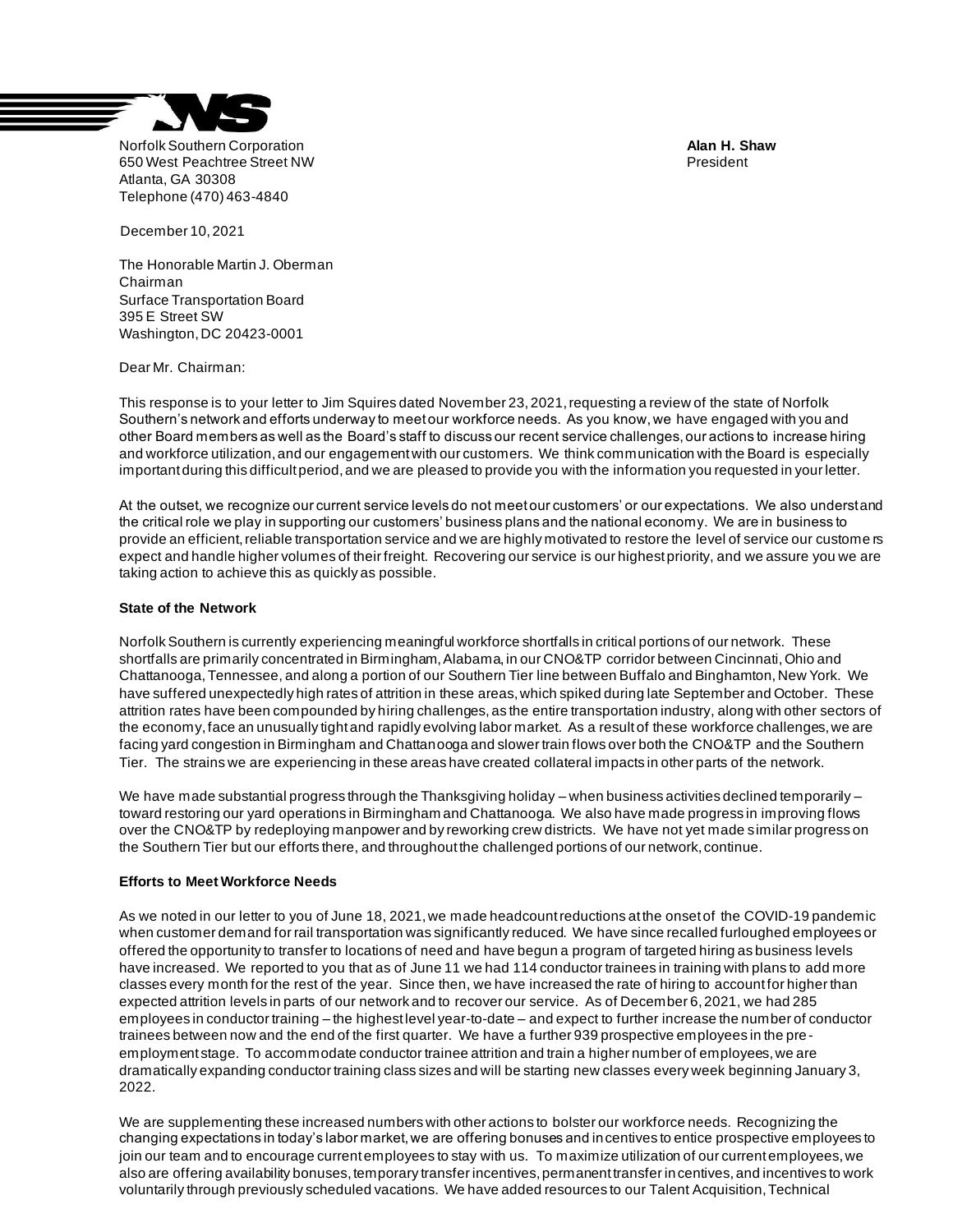Norfolk Southern Corporation
650 West Peachtree Street NW
Atlanta, GA 30308
Telephone (470) 463-4840

**Alan H. Shaw**
President

December 10, 2021

The Honorable Martin J. Oberman
Chairman
Surface Transportation Board
395 E Street SW
Washington, DC 20423-0001

Dear Mr. Chairman:

This response is to your letter to Jim Squires dated November 23, 2021, requesting a review of the state of Norfolk Southern's network and efforts underway to meet our workforce needs. As you know, we have engaged with you and other Board members as well as the Board's staff to discuss our recent service challenges, our actions to increase hiring and workforce utilization, and our engagement with our customers. We think communication with the Board is especially important during this difficult period, and we are pleased to provide you with the information you requested in your letter.

At the outset, we recognize our current service levels do not meet our customers' or our expectations. We also understand the critical role we play in supporting our customers' business plans and the national economy. We are in business to provide an efficient, reliable transportation service and we are highly motivated to restore the level of service our customers expect and handle higher volumes of their freight. Recovering our service is our highest priority, and we assure you we are taking action to achieve this as quickly as possible.

**State of the Network**

Norfolk Southern is currently experiencing meaningful workforce shortfalls in critical portions of our network. These shortfalls are primarily concentrated in Birmingham, Alabama, in our CNO&TP corridor between Cincinnati, Ohio and Chattanooga, Tennessee, and along a portion of our Southern Tier line between Buffalo and Binghamton, New York. We have suffered unexpectedly high rates of attrition in these areas, which spiked during late September and October. These attrition rates have been compounded by hiring challenges, as the entire transportation industry, along with other sectors of the economy, face an unusually tight and rapidly evolving labor market. As a result of these workforce challenges, we are facing yard congestion in Birmingham and Chattanooga and slower train flows over both the CNO&TP and the Southern Tier. The strains we are experiencing in these areas have created collateral impacts in other parts of the network.

We have made substantial progress through the Thanksgiving holiday – when business activities declined temporarily – toward restoring our yard operations in Birmingham and Chattanooga. We also have made progress in improving flows over the CNO&TP by redeploying manpower and by reworking crew districts. We have not yet made similar progress on the Southern Tier but our efforts there, and throughout the challenged portions of our network, continue.

**Efforts to Meet Workforce Needs**

As we noted in our letter to you of June 18, 2021, we made headcount reductions at the onset of the COVID-19 pandemic when customer demand for rail transportation was significantly reduced. We have since recalled furloughed employees or offered the opportunity to transfer to locations of need and have begun a program of targeted hiring as business levels have increased. We reported to you that as of June 11 we had 114 conductor trainees in training with plans to add more classes every month for the rest of the year. Since then, we have increased the rate of hiring to account for higher than expected attrition levels in parts of our network and to recover our service. As of December 6, 2021, we had 285 employees in conductor training – the highest level year-to-date – and expect to further increase the number of conductor trainees between now and the end of the first quarter. We have a further 939 prospective employees in the pre-employment stage. To accommodate conductor trainee attrition and train a higher number of employees, we are dramatically expanding conductor training class sizes and will be starting new classes every week beginning January 3, 2022.

We are supplementing these increased numbers with other actions to bolster our workforce needs. Recognizing the changing expectations in today's labor market, we are offering bonuses and incentives to entice prospective employees to join our team and to encourage current employees to stay with us. To maximize utilization of our current employees, we also are offering availability bonuses, temporary transfer incentives, permanent transfer incentives, and incentives to work voluntarily through previously scheduled vacations. We have added resources to our Talent Acquisition, Technical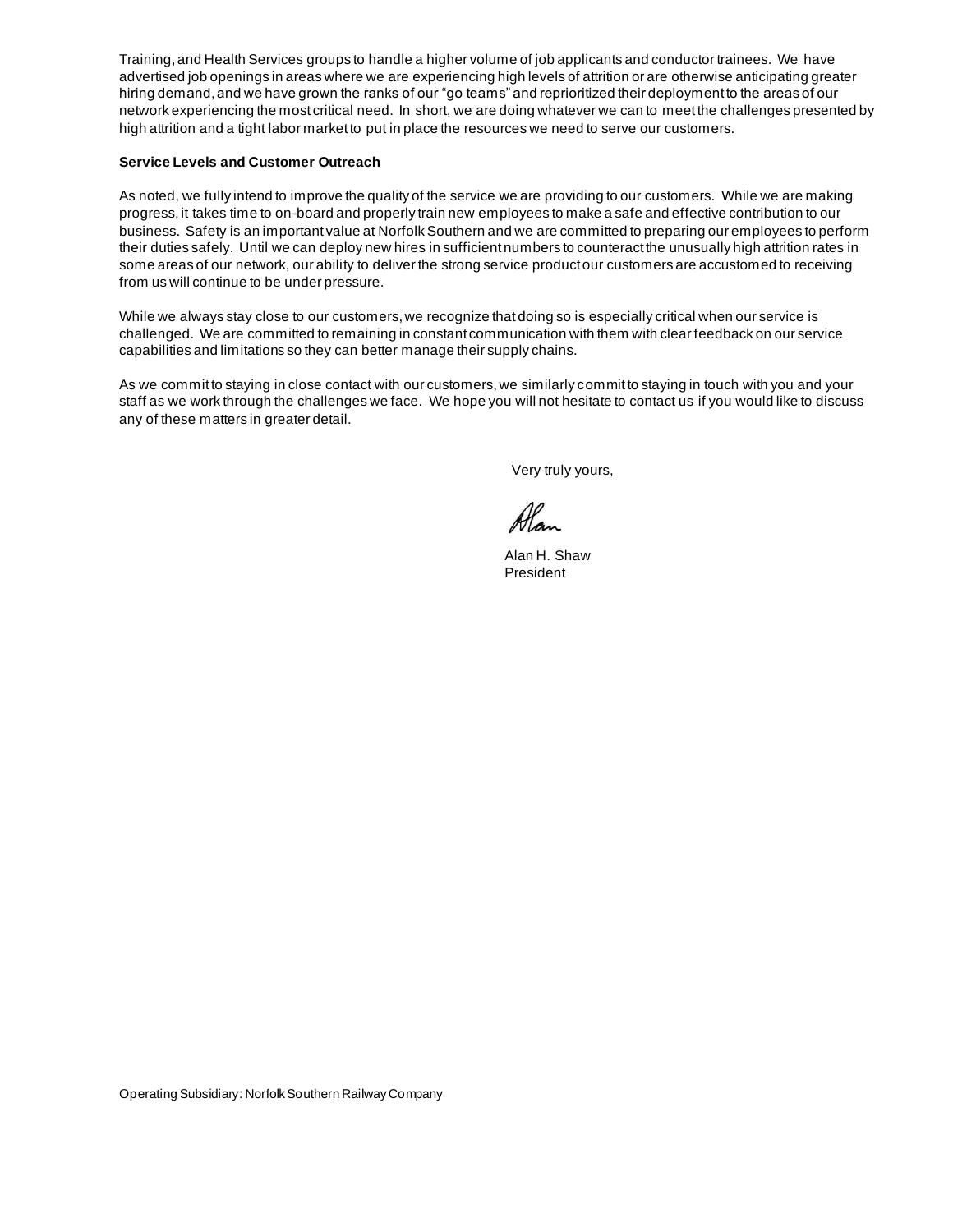Training, and Health Services groups to handle a higher volume of job applicants and conductor trainees. We have advertised job openings in areas where we are experiencing high levels of attrition or are otherwise anticipating greater hiring demand, and we have grown the ranks of our "go teams" and reprioritized their deployment to the areas of our network experiencing the most critical need. In short, we are doing whatever we can to meet the challenges presented by high attrition and a tight labor market to put in place the resources we need to serve our customers.

**Service Levels and Customer Outreach**

As noted, we fully intend to improve the quality of the service we are providing to our customers. While we are making progress, it takes time to on-board and properly train new employees to make a safe and effective contribution to our business. Safety is an important value at Norfolk Southern and we are committed to preparing our employees to perform their duties safely. Until we can deploy new hires in sufficient numbers to counteract the unusually high attrition rates in some areas of our network, our ability to deliver the strong service product our customers are accustomed to receiving from us will continue to be under pressure.

While we always stay close to our customers, we recognize that doing so is especially critical when our service is challenged. We are committed to remaining in constant communication with them with clear feedback on our service capabilities and limitations so they can better manage their supply chains.

As we commit to staying in close contact with our customers, we similarly commit to staying in touch with you and your staff as we work through the challenges we face. We hope you will not hesitate to contact us if you would like to discuss any of these matters in greater detail.

Very truly yours,

Alan

Alan H. Shaw
President

Operating Subsidiary: Norfolk Southern Railway Company